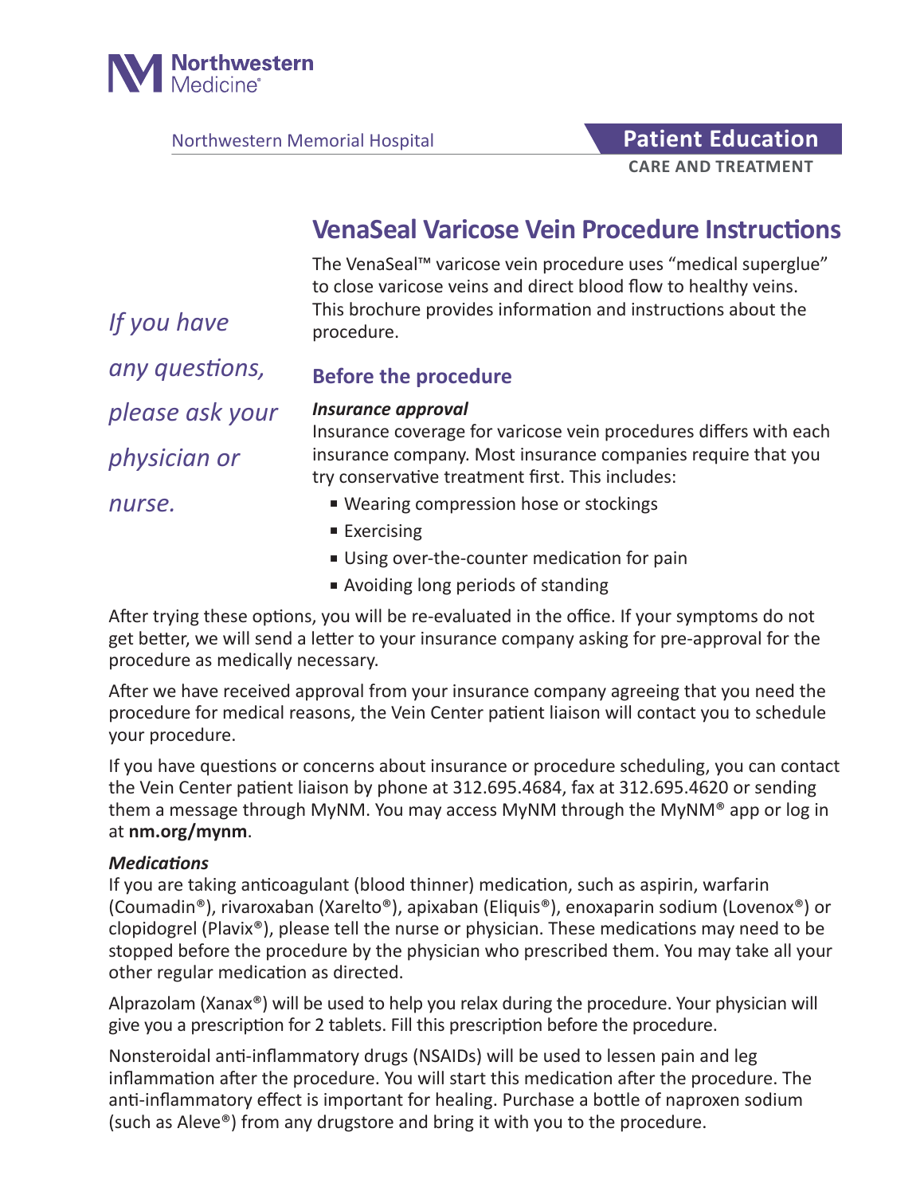Northwestern Medicine

Northwestern Memorial Hospital

**Patient Education**

**CARE AND TREATMENT**

# VenaSeal Varicose Vein Procedure Instructions

*If you have any questions, please ask your physician or nurse.*

The VenaSeal™ varicose vein procedure uses "medical superglue" to close varicose veins and direct blood flow to healthy veins. This brochure provides information and instructions about the procedure.

## Before the procedure

***Insurance approval***

Insurance coverage for varicose vein procedures differs with each insurance company. Most insurance companies require that you try conservative treatment first. This includes:

- Wearing compression hose or stockings
- Exercising
- Using over-the-counter medication for pain
- Avoiding long periods of standing

After trying these options, you will be re-evaluated in the office. If your symptoms do not get better, we will send a letter to your insurance company asking for pre-approval for the procedure as medically necessary.

After we have received approval from your insurance company agreeing that you need the procedure for medical reasons, the Vein Center patient liaison will contact you to schedule your procedure.

If you have questions or concerns about insurance or procedure scheduling, you can contact the Vein Center patient liaison by phone at 312.695.4684, fax at 312.695.4620 or sending them a message through MyNM. You may access MyNM through the MyNM® app or log in at **nm.org/mynm**.

***Medications***

If you are taking anticoagulant (blood thinner) medication, such as aspirin, warfarin (Coumadin®), rivaroxaban (Xarelto®), apixaban (Eliquis®), enoxaparin sodium (Lovenox®) or clopidogrel (Plavix®), please tell the nurse or physician. These medications may need to be stopped before the procedure by the physician who prescribed them. You may take all your other regular medication as directed.

Alprazolam (Xanax®) will be used to help you relax during the procedure. Your physician will give you a prescription for 2 tablets. Fill this prescription before the procedure.

Nonsteroidal anti-inflammatory drugs (NSAIDs) will be used to lessen pain and leg inflammation after the procedure. You will start this medication after the procedure. The anti-inflammatory effect is important for healing. Purchase a bottle of naproxen sodium (such as Aleve®) from any drugstore and bring it with you to the procedure.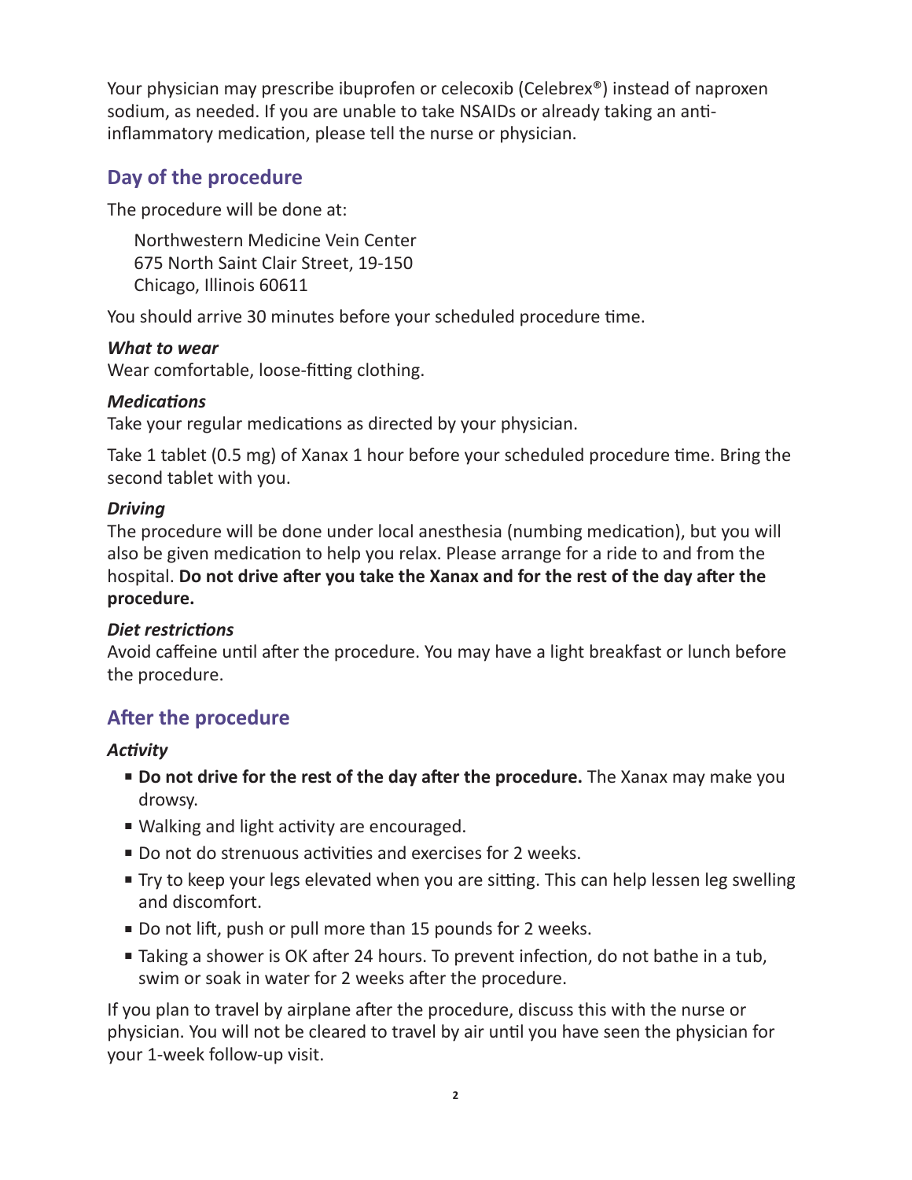Your physician may prescribe ibuprofen or celecoxib (Celebrex®) instead of naproxen sodium, as needed. If you are unable to take NSAIDs or already taking an anti-inflammatory medication, please tell the nurse or physician.

## Day of the procedure

The procedure will be done at:

Northwestern Medicine Vein Center
675 North Saint Clair Street, 19-150
Chicago, Illinois 60611

You should arrive 30 minutes before your scheduled procedure time.

***What to wear***
Wear comfortable, loose-fitting clothing.

***Medications***
Take your regular medications as directed by your physician.

Take 1 tablet (0.5 mg) of Xanax 1 hour before your scheduled procedure time. Bring the second tablet with you.

***Driving***
The procedure will be done under local anesthesia (numbing medication), but you will also be given medication to help you relax. Please arrange for a ride to and from the hospital. **Do not drive after you take the Xanax and for the rest of the day after the procedure.**

***Diet restrictions***
Avoid caffeine until after the procedure. You may have a light breakfast or lunch before the procedure.

## After the procedure

***Activity***

- **Do not drive for the rest of the day after the procedure.** The Xanax may make you drowsy.
- Walking and light activity are encouraged.
- Do not do strenuous activities and exercises for 2 weeks.
- Try to keep your legs elevated when you are sitting. This can help lessen leg swelling and discomfort.
- Do not lift, push or pull more than 15 pounds for 2 weeks.
- Taking a shower is OK after 24 hours. To prevent infection, do not bathe in a tub, swim or soak in water for 2 weeks after the procedure.

If you plan to travel by airplane after the procedure, discuss this with the nurse or physician. You will not be cleared to travel by air until you have seen the physician for your 1-week follow-up visit.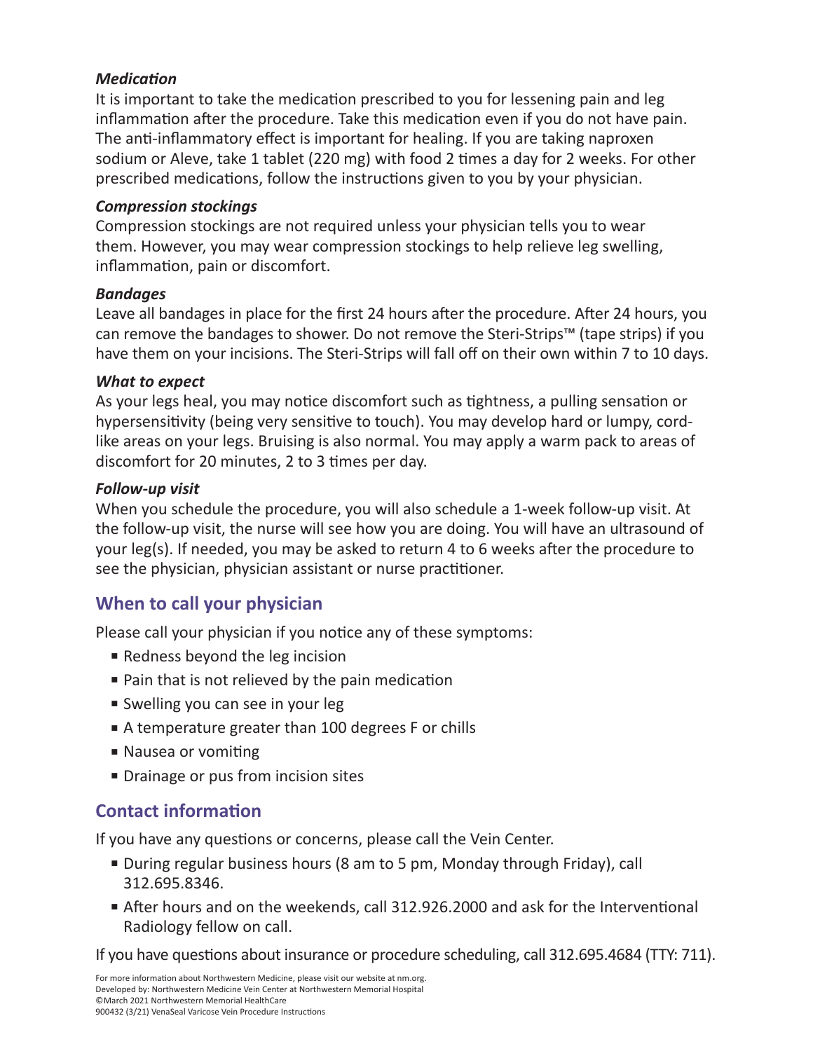***Medication***

It is important to take the medication prescribed to you for lessening pain and leg inflammation after the procedure. Take this medication even if you do not have pain. The anti-inflammatory effect is important for healing. If you are taking naproxen sodium or Aleve, take 1 tablet (220 mg) with food 2 times a day for 2 weeks. For other prescribed medications, follow the instructions given to you by your physician.

***Compression stockings***

Compression stockings are not required unless your physician tells you to wear them. However, you may wear compression stockings to help relieve leg swelling, inflammation, pain or discomfort.

***Bandages***

Leave all bandages in place for the first 24 hours after the procedure. After 24 hours, you can remove the bandages to shower. Do not remove the Steri-Strips™ (tape strips) if you have them on your incisions. The Steri-Strips will fall off on their own within 7 to 10 days.

***What to expect***

As your legs heal, you may notice discomfort such as tightness, a pulling sensation or hypersensitivity (being very sensitive to touch). You may develop hard or lumpy, cord-like areas on your legs. Bruising is also normal. You may apply a warm pack to areas of discomfort for 20 minutes, 2 to 3 times per day.

***Follow-up visit***

When you schedule the procedure, you will also schedule a 1-week follow-up visit. At the follow-up visit, the nurse will see how you are doing. You will have an ultrasound of your leg(s). If needed, you may be asked to return 4 to 6 weeks after the procedure to see the physician, physician assistant or nurse practitioner.

## When to call your physician

Please call your physician if you notice any of these symptoms:

- Redness beyond the leg incision
- Pain that is not relieved by the pain medication
- Swelling you can see in your leg
- A temperature greater than 100 degrees F or chills
- Nausea or vomiting
- Drainage or pus from incision sites

## Contact information

If you have any questions or concerns, please call the Vein Center.

- During regular business hours (8 am to 5 pm, Monday through Friday), call 312.695.8346.
- After hours and on the weekends, call 312.926.2000 and ask for the Interventional Radiology fellow on call.

If you have questions about insurance or procedure scheduling, call 312.695.4684 (TTY: 711).

For more information about Northwestern Medicine, please visit our website at nm.org.
Developed by: Northwestern Medicine Vein Center at Northwestern Memorial Hospital
©March 2021 Northwestern Memorial HealthCare
900432 (3/21) VenaSeal Varicose Vein Procedure Instructions